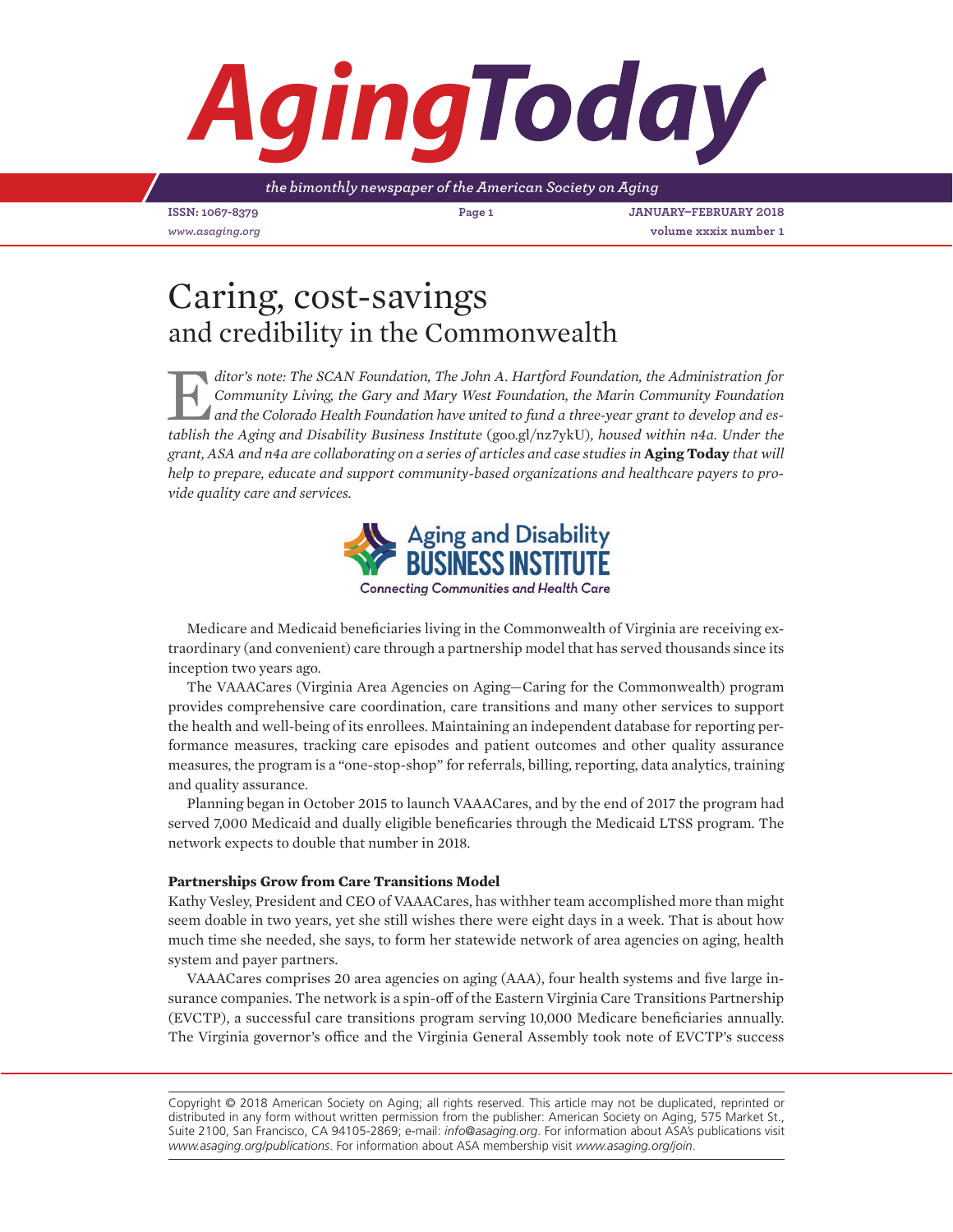# Caring, cost-savings
## and credibility in the Commonwealth

*Editor's note: The SCAN Foundation, The John A. Hartford Foundation, the Administration for Community Living, the Gary and Mary West Foundation, the Marin Community Foundation and the Colorado Health Foundation have united to fund a three-year grant to develop and establish the Aging and Disability Business Institute* (goo.gl/nz7ykU)*, housed within n4a. Under the grant, ASA and n4a are collaborating on a series of articles and case studies in* **Aging Today** *that will help to prepare, educate and support community-based organizations and healthcare payers to provide quality care and services.*

Aging and Disability BUSINESS INSTITUTE
Connecting Communities and Health Care

Medicare and Medicaid beneficiaries living in the Commonwealth of Virginia are receiving extraordinary (and convenient) care through a partnership model that has served thousands since its inception two years ago.

The VAAACares (Virginia Area Agencies on Aging—Caring for the Commonwealth) program provides comprehensive care coordination, care transitions and many other services to support the health and well-being of its enrollees. Maintaining an independent database for reporting performance measures, tracking care episodes and patient outcomes and other quality assurance measures, the program is a "one-stop-shop" for referrals, billing, reporting, data analytics, training and quality assurance.

Planning began in October 2015 to launch VAAACares, and by the end of 2017 the program had served 7,000 Medicaid and dually eligible beneficiaries through the Medicaid LTSS program. The network expects to double that number in 2018.

**Partnerships Grow from Care Transitions Model**

Kathy Vesley, President and CEO of VAAACares, has withher team accomplished more than might seem doable in two years, yet she still wishes there were eight days in a week. That is about how much time she needed, she says, to form her statewide network of area agencies on aging, health system and payer partners.

VAAACares comprises 20 area agencies on aging (AAA), four health systems and five large insurance companies. The network is a spin-off of the Eastern Virginia Care Transitions Partnership (EVCTP), a successful care transitions program serving 10,000 Medicare beneficiaries annually. The Virginia governor's office and the Virginia General Assembly took note of EVCTP's success

Copyright © 2018 American Society on Aging; all rights reserved. This article may not be duplicated, reprinted or distributed in any form without written permission from the publisher: American Society on Aging, 575 Market St., Suite 2100, San Francisco, CA 94105-2869; e-mail: *info@asaging.org*. For information about ASA's publications visit *www.asaging.org/publications*. For information about ASA membership visit *www.asaging.org/join*.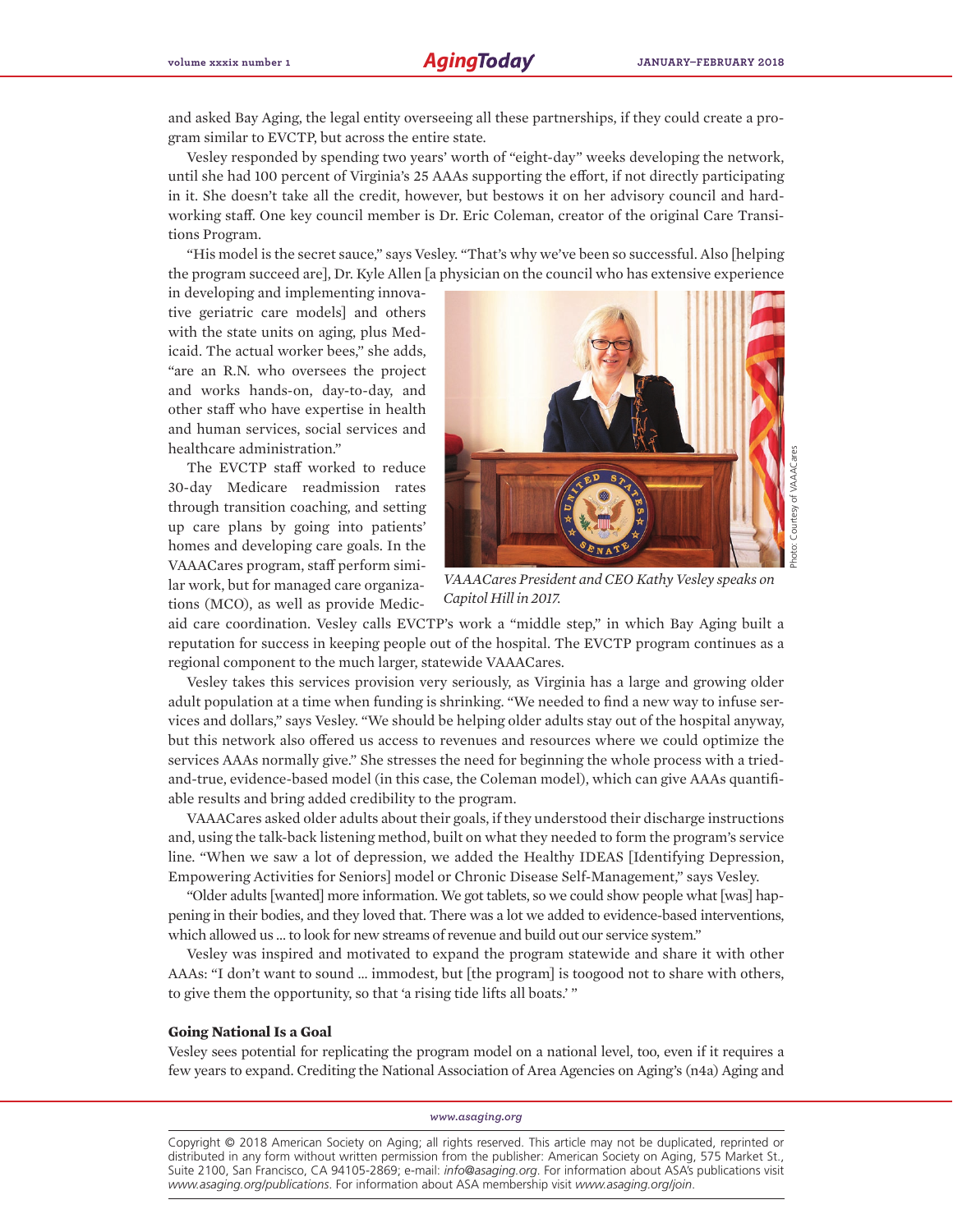and asked Bay Aging, the legal entity overseeing all these partnerships, if they could create a program similar to EVCTP, but across the entire state.

Vesley responded by spending two years' worth of "eight-day" weeks developing the network, until she had 100 percent of Virginia's 25 AAAs supporting the effort, if not directly participating in it. She doesn't take all the credit, however, but bestows it on her advisory council and hard-working staff. One key council member is Dr. Eric Coleman, creator of the original Care Transitions Program.

"His model is the secret sauce," says Vesley. "That's why we've been so successful. Also [helping the program succeed are], Dr. Kyle Allen [a physician on the council who has extensive experience in developing and implementing innovative geriatric care models] and others with the state units on aging, plus Medicaid. The actual worker bees," she adds, "are an R.N. who oversees the project and works hands-on, day-to-day, and other staff who have expertise in health and human services, social services and healthcare administration."

*VAAACares President and CEO Kathy Vesley speaks on Capitol Hill in 2017.*

Photo: Courtesy of VAAACares

The EVCTP staff worked to reduce 30-day Medicare readmission rates through transition coaching, and setting up care plans by going into patients' homes and developing care goals. In the VAAACares program, staff perform similar work, but for managed care organizations (MCO), as well as provide Medicaid care coordination. Vesley calls EVCTP's work a "middle step," in which Bay Aging built a reputation for success in keeping people out of the hospital. The EVCTP program continues as a regional component to the much larger, statewide VAAACares.

Vesley takes this services provision very seriously, as Virginia has a large and growing older adult population at a time when funding is shrinking. "We needed to find a new way to infuse services and dollars," says Vesley. "We should be helping older adults stay out of the hospital anyway, but this network also offered us access to revenues and resources where we could optimize the services AAAs normally give." She stresses the need for beginning the whole process with a tried-and-true, evidence-based model (in this case, the Coleman model), which can give AAAs quantifiable results and bring added credibility to the program.

VAAACares asked older adults about their goals, if they understood their discharge instructions and, using the talk-back listening method, built on what they needed to form the program's service line. "When we saw a lot of depression, we added the Healthy IDEAS [Identifying Depression, Empowering Activities for Seniors] model or Chronic Disease Self-Management," says Vesley.

"Older adults [wanted] more information. We got tablets, so we could show people what [was] happening in their bodies, and they loved that. There was a lot we added to evidence-based interventions, which allowed us … to look for new streams of revenue and build out our service system."

Vesley was inspired and motivated to expand the program statewide and share it with other AAAs: "I don't want to sound … immodest, but [the program] is toogood not to share with others, to give them the opportunity, so that 'a rising tide lifts all boats.' "

### Going National Is a Goal

Vesley sees potential for replicating the program model on a national level, too, even if it requires a few years to expand. Crediting the National Association of Area Agencies on Aging's (n4a) Aging and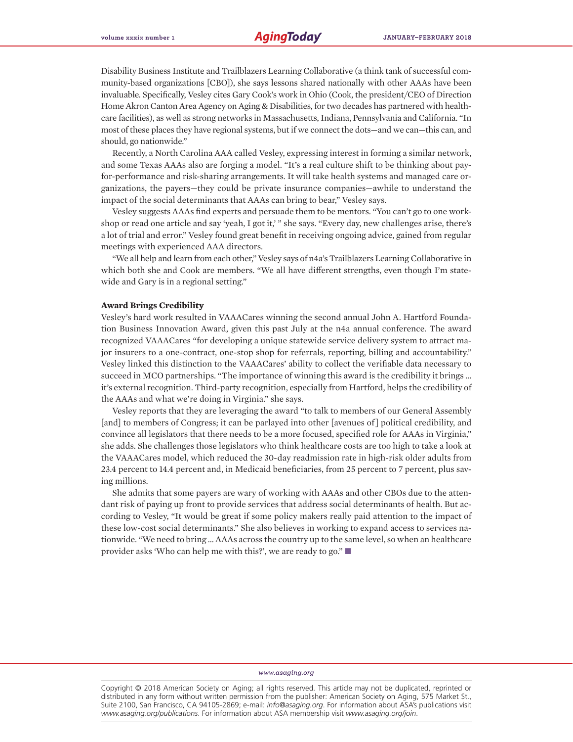Disability Business Institute and Trailblazers Learning Collaborative (a think tank of successful community-based organizations [CBO]), she says lessons shared nationally with other AAAs have been invaluable. Specifically, Vesley cites Gary Cook's work in Ohio (Cook, the president/CEO of Direction Home Akron Canton Area Agency on Aging & Disabilities, for two decades has partnered with healthcare facilities), as well as strong networks in Massachusetts, Indiana, Pennsylvania and California. "In most of these places they have regional systems, but if we connect the dots—and we can—this can, and should, go nationwide."

Recently, a North Carolina AAA called Vesley, expressing interest in forming a similar network, and some Texas AAAs also are forging a model. "It's a real culture shift to be thinking about pay-for-performance and risk-sharing arrangements. It will take health systems and managed care organizations, the payers—they could be private insurance companies—awhile to understand the impact of the social determinants that AAAs can bring to bear," Vesley says.

Vesley suggests AAAs find experts and persuade them to be mentors. "You can't go to one workshop or read one article and say 'yeah, I got it,' " she says. "Every day, new challenges arise, there's a lot of trial and error." Vesley found great benefit in receiving ongoing advice, gained from regular meetings with experienced AAA directors.

"We all help and learn from each other," Vesley says of n4a's Trailblazers Learning Collaborative in which both she and Cook are members. "We all have different strengths, even though I'm statewide and Gary is in a regional setting."

**Award Brings Credibility**

Vesley's hard work resulted in VAAACares winning the second annual John A. Hartford Foundation Business Innovation Award, given this past July at the n4a annual conference. The award recognized VAAACares "for developing a unique statewide service delivery system to attract major insurers to a one-contract, one-stop shop for referrals, reporting, billing and accountability." Vesley linked this distinction to the VAAACares' ability to collect the verifiable data necessary to succeed in MCO partnerships. "The importance of winning this award is the credibility it brings ... it's external recognition. Third-party recognition, especially from Hartford, helps the credibility of the AAAs and what we're doing in Virginia." she says.

Vesley reports that they are leveraging the award "to talk to members of our General Assembly [and] to members of Congress; it can be parlayed into other [avenues of] political credibility, and convince all legislators that there needs to be a more focused, specified role for AAAs in Virginia," she adds. She challenges those legislators who think healthcare costs are too high to take a look at the VAAACares model, which reduced the 30-day readmission rate in high-risk older adults from 23.4 percent to 14.4 percent and, in Medicaid beneficiaries, from 25 percent to 7 percent, plus saving millions.

She admits that some payers are wary of working with AAAs and other CBOs due to the attendant risk of paying up front to provide services that address social determinants of health. But according to Vesley, "It would be great if some policy makers really paid attention to the impact of these low-cost social determinants." She also believes in working to expand access to services nationwide. "We need to bring ... AAAs across the country up to the same level, so when an healthcare provider asks 'Who can help me with this?', we are ready to go." ■

*www.asaging.org*

Copyright © 2018 American Society on Aging; all rights reserved. This article may not be duplicated, reprinted or distributed in any form without written permission from the publisher: American Society on Aging, 575 Market St., Suite 2100, San Francisco, CA 94105-2869; e-mail: *info@asaging.org*. For information about ASA's publications visit *www.asaging.org/publications*. For information about ASA membership visit *www.asaging.org/join*.